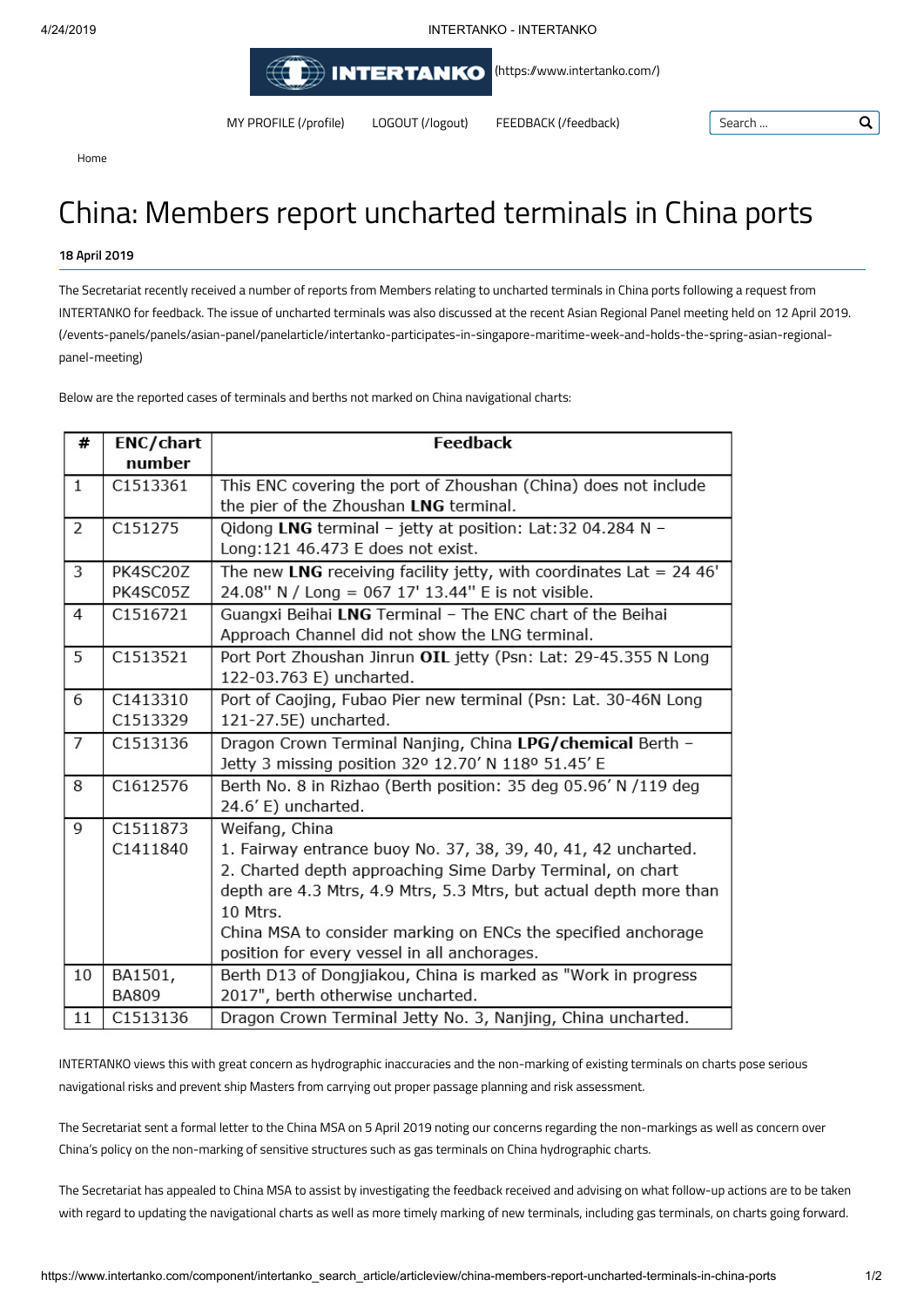MY PROFILE (/profile) LOGOUT (/logout) FEEDBACK (/feedback)

Home

# China: Members report uncharted terminals in China ports

**18 April 2019**

The Secretariat recently received a number of reports from Members relating to uncharted terminals in China ports following a request from INTERTANKO for feedback. The issue of uncharted terminals was also discussed at the recent Asian Regional Panel meeting held on 12 April 2019. (/events-panels/panels/asian-panel/panelarticle/intertanko-participates-in-singapore-maritime-week-and-holds-the-spring-asian-regional-panel-meeting)

Below are the reported cases of terminals and berths not marked on China navigational charts:

| # | ENC/chart number | Feedback |
|---|---|---|
| 1 | C1513361 | This ENC covering the port of Zhoushan (China) does not include the pier of the Zhoushan **LNG** terminal. |
| 2 | C151275 | Qidong **LNG** terminal – jetty at position: Lat:32 04.284 N – Long:121 46.473 E does not exist. |
| 3 | PK4SC20Z PK4SC05Z | The new **LNG** receiving facility jetty, with coordinates Lat = 24 46' 24.08" N / Long = 067 17' 13.44" E is not visible. |
| 4 | C1516721 | Guangxi Beihai **LNG** Terminal – The ENC chart of the Beihai Approach Channel did not show the LNG terminal. |
| 5 | C1513521 | Port Port Zhoushan Jinrun **OIL** jetty (Psn: Lat: 29-45.355 N Long 122-03.763 E) uncharted. |
| 6 | C1413310 C1513329 | Port of Caojing, Fubao Pier new terminal (Psn: Lat. 30-46N Long 121-27.5E) uncharted. |
| 7 | C1513136 | Dragon Crown Terminal Nanjing, China **LPG/chemical** Berth – Jetty 3 missing position 32º 12.70' N 118º 51.45' E |
| 8 | C1612576 | Berth No. 8 in Rizhao (Berth position: 35 deg 05.96' N /119 deg 24.6' E) uncharted. |
| 9 | C1511873 C1411840 | Weifang, China<br>1. Fairway entrance buoy No. 37, 38, 39, 40, 41, 42 uncharted.<br>2. Charted depth approaching Sime Darby Terminal, on chart depth are 4.3 Mtrs, 4.9 Mtrs, 5.3 Mtrs, but actual depth more than 10 Mtrs.<br>China MSA to consider marking on ENCs the specified anchorage position for every vessel in all anchorages. |
| 10 | BA1501, BA809 | Berth D13 of Dongjiakou, China is marked as "Work in progress 2017", berth otherwise uncharted. |
| 11 | C1513136 | Dragon Crown Terminal Jetty No. 3, Nanjing, China uncharted. |

INTERTANKO views this with great concern as hydrographic inaccuracies and the non-marking of existing terminals on charts pose serious navigational risks and prevent ship Masters from carrying out proper passage planning and risk assessment.

The Secretariat sent a formal letter to the China MSA on 5 April 2019 noting our concerns regarding the non-markings as well as concern over China's policy on the non-marking of sensitive structures such as gas terminals on China hydrographic charts.

The Secretariat has appealed to China MSA to assist by investigating the feedback received and advising on what follow-up actions are to be taken with regard to updating the navigational charts as well as more timely marking of new terminals, including gas terminals, on charts going forward.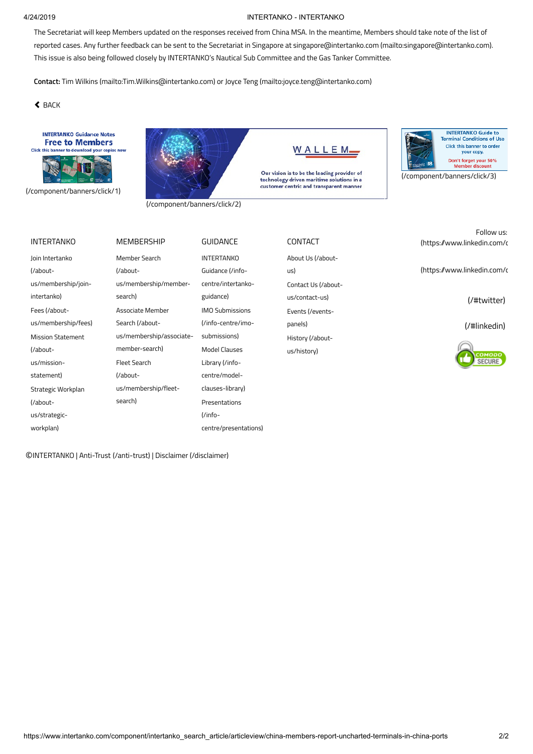The Secretariat will keep Members updated on the responses received from China MSA. In the meantime, Members should take note of the list of reported cases. Any further feedback can be sent to the Secretariat in Singapore at singapore@intertanko.com (mailto:singapore@intertanko.com). This issue is also being followed closely by INTERTANKO's Nautical Sub Committee and the Gas Tanker Committee.

**Contact:** Tim Wilkins (mailto:Tim.Wilkins@intertanko.com) or Joyce Teng (mailto:joyce.teng@intertanko.com)

BACK

INTERTANKO Guidance Notes Free to Members Click this banner to download your copies now

(/component/banners/click/1)

WALLEM Our vision is to be the leading provider of technology driven maritime solutions in a customer centric and transparent manner

(/component/banners/click/2)

INTERTANKO Guide to Terminal Conditions of Use Click this banner to order your copy. Don't forget your 50% Member discount

(/component/banners/click/3)

INTERTANKO

Join Intertanko (/about-us/membership/join-intertanko)

Fees (/about-us/membership/fees)

Mission Statement (/about-us/mission-statement)

Strategic Workplan (/about-us/strategic-workplan)

MEMBERSHIP

Member Search (/about-us/membership/member-search)

Associate Member Search (/about-us/membership/associate-member-search)

Fleet Search (/about-us/membership/fleet-search)

GUIDANCE

INTERTANKO Guidance (/info-centre/intertanko-guidance)

IMO Submissions (/info-centre/imo-submissions)

Model Clauses Library (/info-centre/model-clauses-library)

Presentations (/info-centre/presentations)

CONTACT

About Us (/about-us)

Contact Us (/about-us/contact-us)

Events (/events-panels)

History (/about-us/history)

Follow us:

(https://www.linkedin.com/c

(https://www.linkedin.com/c

(/#twitter)

(/#linkedin)

©INTERTANKO | Anti-Trust (/anti-trust) | Disclaimer (/disclaimer)